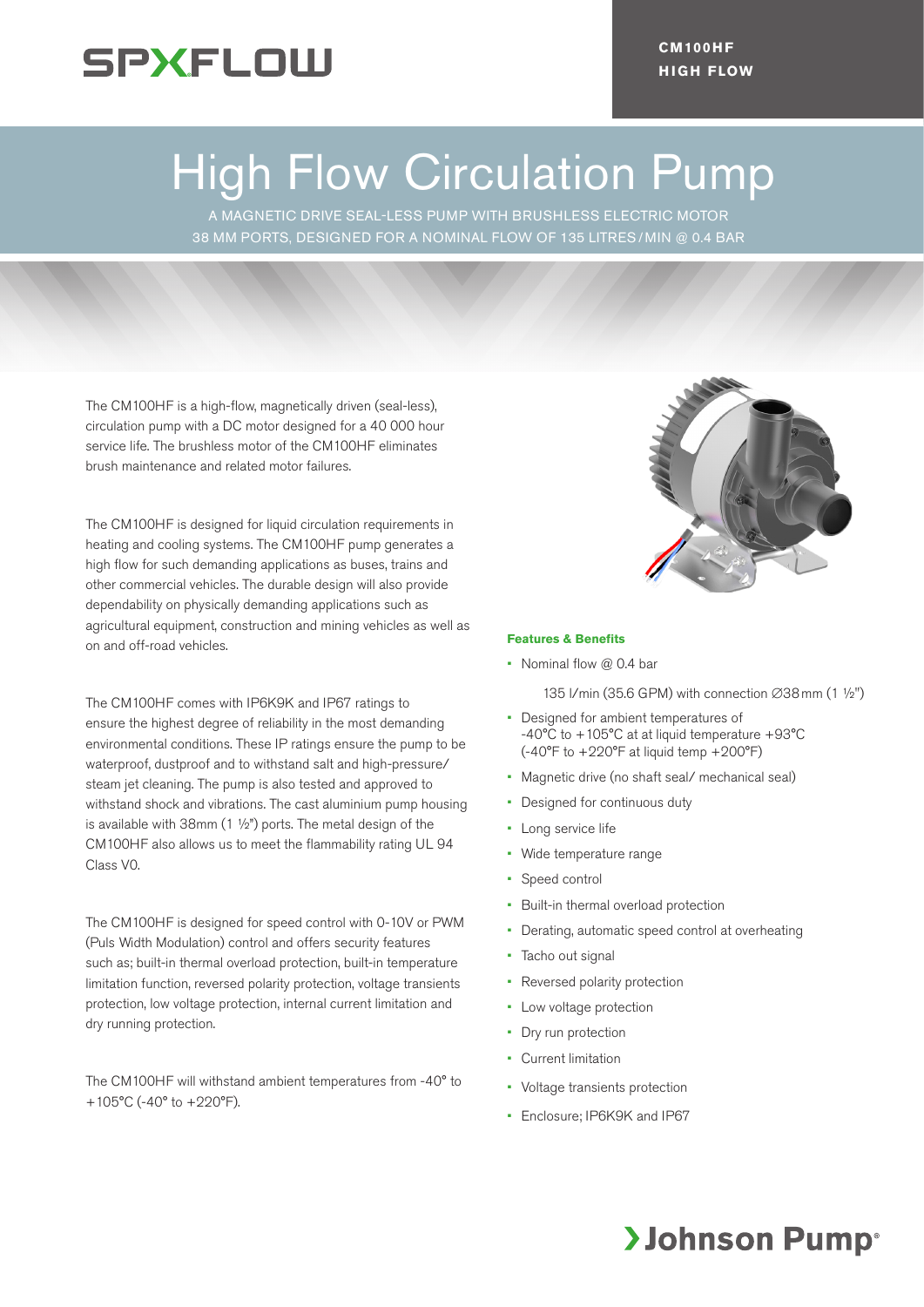SPXFLOW

CM100HF
HIGH FLOW

# High Flow Circulation Pump

A MAGNETIC DRIVE SEAL-LESS PUMP WITH BRUSHLESS ELECTRIC MOTOR
38 MM PORTS, DESIGNED FOR A NOMINAL FLOW OF 135 LITRES / MIN @ 0.4 BAR

The CM100HF is a high-flow, magnetically driven (seal-less), circulation pump with a DC motor designed for a 40 000 hour service life. The brushless motor of the CM100HF eliminates brush maintenance and related motor failures.

The CM100HF is designed for liquid circulation requirements in heating and cooling systems. The CM100HF pump generates a high flow for such demanding applications as buses, trains and other commercial vehicles. The durable design will also provide dependability on physically demanding applications such as agricultural equipment, construction and mining vehicles as well as on and off-road vehicles.

The CM100HF comes with IP6K9K and IP67 ratings to ensure the highest degree of reliability in the most demanding environmental conditions. These IP ratings ensure the pump to be waterproof, dustproof and to withstand salt and high-pressure/ steam jet cleaning. The pump is also tested and approved to withstand shock and vibrations. The cast aluminium pump housing is available with 38mm (1 ½") ports. The metal design of the CM100HF also allows us to meet the flammability rating UL 94 Class V0.

The CM100HF is designed for speed control with 0-10V or PWM (Puls Width Modulation) control and offers security features such as; built-in thermal overload protection, built-in temperature limitation function, reversed polarity protection, voltage transients protection, low voltage protection, internal current limitation and dry running protection.

The CM100HF will withstand ambient temperatures from -40° to +105°C (-40° to +220°F).

### Features & Benefits

- Nominal flow @ 0.4 bar

  135 l/min (35.6 GPM) with connection ∅38 mm (1 ½")
- Designed for ambient temperatures of -40°C to +105°C at at liquid temperature +93°C (-40°F to +220°F at liquid temp +200°F)
- Magnetic drive (no shaft seal/ mechanical seal)
- Designed for continuous duty
- Long service life
- Wide temperature range
- Speed control
- Built-in thermal overload protection
- Derating, automatic speed control at overheating
- Tacho out signal
- Reversed polarity protection
- Low voltage protection
- Dry run protection
- Current limitation
- Voltage transients protection
- Enclosure; IP6K9K and IP67

Johnson Pump®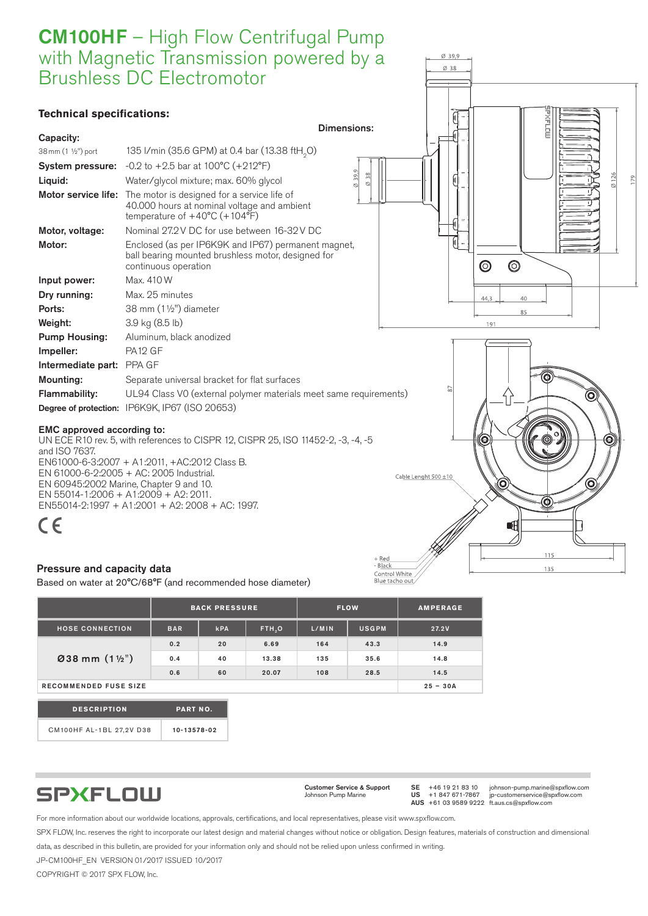# CM100HF – High Flow Centrifugal Pump with Magnetic Transmission powered by a Brushless DC Electromotor

## Technical specifications:

**Capacity:**

| | |
|---|---|
| 38 mm (1 ½") port | 135 l/min (35.6 GPM) at 0.4 bar (13.38 ft$H_2O$) |
| **System pressure:** | -0.2 to +2.5 bar at 100°C (+212°F) |
| **Liquid:** | Water/glycol mixture; max. 60% glycol |
| **Motor service life:** | The motor is designed for a service life of 40.000 hours at nominal voltage and ambient temperature of +40°C (+104°F) |
| **Motor, voltage:** | Nominal 27.2 V DC for use between 16-32 V DC |
| **Motor:** | Enclosed (as per IP6K9K and IP67) permanent magnet, ball bearing mounted brushless motor, designed for continuous operation |
| **Input power:** | Max. 410 W |
| **Dry running:** | Max. 25 minutes |
| **Ports:** | 38 mm (1½") diameter |
| **Weight:** | 3.9 kg (8.5 lb) |
| **Pump Housing:** | Aluminum, black anodized |
| **Impeller:** | PA12 GF |
| **Intermediate part:** | PPA GF |
| **Mounting:** | Separate universal bracket for flat surfaces |
| **Flammability:** | UL94 Class V0 (external polymer materials meet same requirements) |
| **Degree of protection:** | IP6K9K, IP67 (ISO 20653) |

**Dimensions:**

Ø 39,9
Ø 38
Ø 39,9
Ø 38
Ø 126
179
44,3
40
85
191
87
Cable Lenght 500 ±10
+ Red
- Black
Control White
Blue tacho out
115
135

**EMC approved according to:**

UN ECE R10 rev. 5, with references to CISPR 12, CISPR 25, ISO 11452-2, -3, -4, -5 and ISO 7637.
EN61000-6-3:2007 + A1:2011, +AC:2012 Class B.
EN 61000-6-2:2005 + AC: 2005 Industrial.
EN 60945:2002 Marine, Chapter 9 and 10.
EN 55014-1:2006 + A1:2009 + A2: 2011.
EN55014-2:1997 + A1:2001 + A2: 2008 + AC: 1997.

CE

## Pressure and capacity data

Based on water at 20°C/68°F (and recommended hose diameter)

| | BACK PRESSURE | | | FLOW | | AMPERAGE |
|---|---|---|---|---|---|---|
| HOSE CONNECTION | BAR | kPA | FTH$_2$O | L/MIN | USGPM | 27.2V |
| Ø38 mm (1½") | 0.2 | 20 | 6.69 | 164 | 43.3 | 14.9 |
| | 0.4 | 40 | 13.38 | 135 | 35.6 | 14.8 |
| | 0.6 | 60 | 20.07 | 108 | 28.5 | 14.5 |
| RECOMMENDED FUSE SIZE | | | | | | 25 – 30A |

| DESCRIPTION | PART NO. |
|---|---|
| CM100HF AL-1BL 27,2V D38 | 10-13578-02 |

SPXFLOW

**Customer Service & Support**
Johnson Pump Marine

**SE** +46 19 21 83 10 johnson-pump.marine@spxflow.com
**US** +1 847 671-7867 jp-customerservice@spxflow.com
**AUS** +61 03 9589 9222 ft.aus.cs@spxflow.com

For more information about our worldwide locations, approvals, certifications, and local representatives, please visit www.spxflow.com.

SPX FLOW, Inc. reserves the right to incorporate our latest design and material changes without notice or obligation. Design features, materials of construction and dimensional data, as described in this bulletin, are provided for your information only and should not be relied upon unless confirmed in writing.

JP-CM100HF_EN VERSION 01/2017 ISSUED 10/2017

COPYRIGHT © 2017 SPX FLOW, Inc.